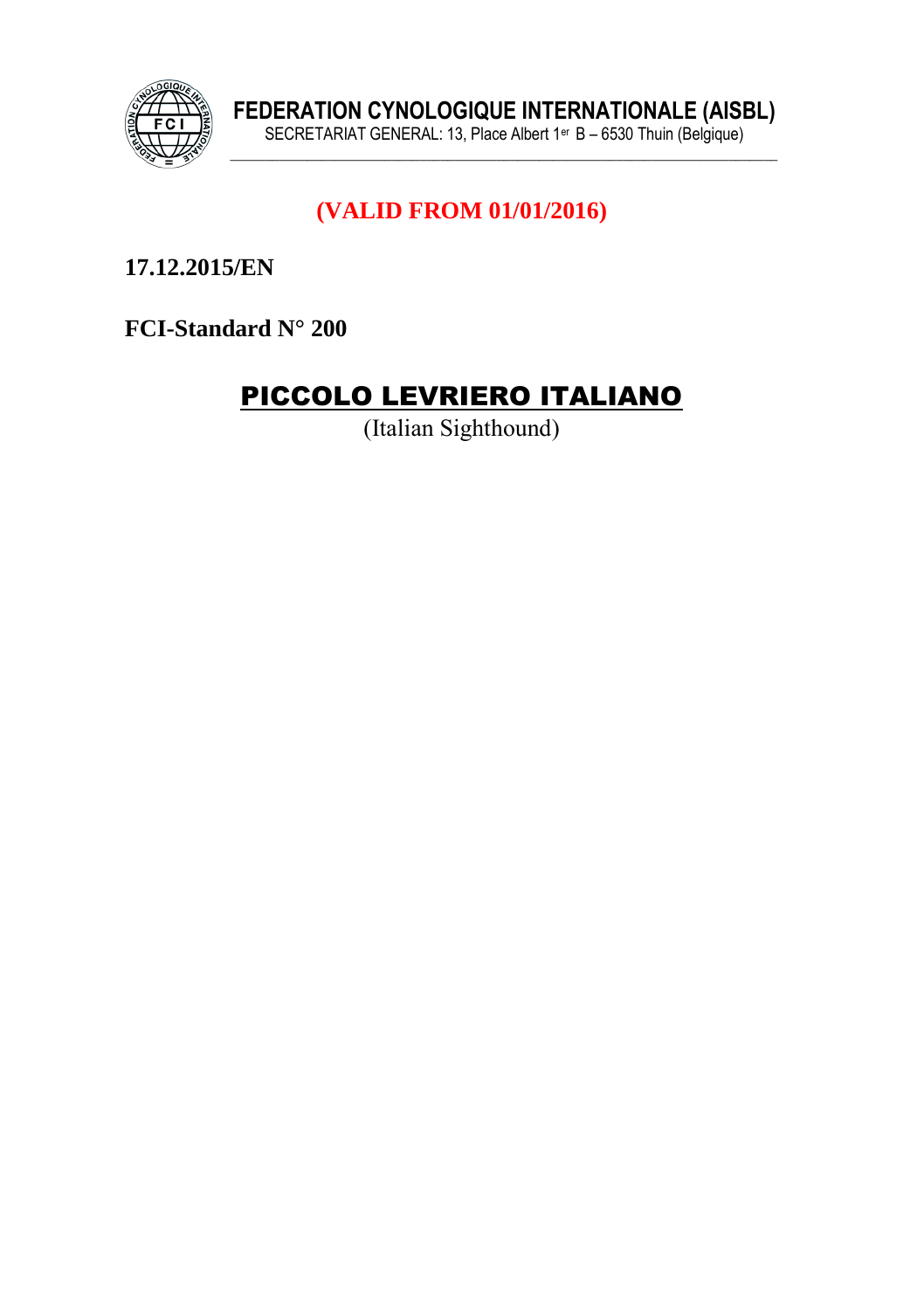**FEDERATION CYNOLOGIQUE INTERNATIONALE (AISBL)**
SECRETARIAT GENERAL: 13, Place Albert 1er B – 6530 Thuin (Belgique)

**(VALID FROM 01/01/2016)**

**17.12.2015/EN**

**FCI-Standard N° 200**

# PICCOLO LEVRIERO ITALIANO

(Italian Sighthound)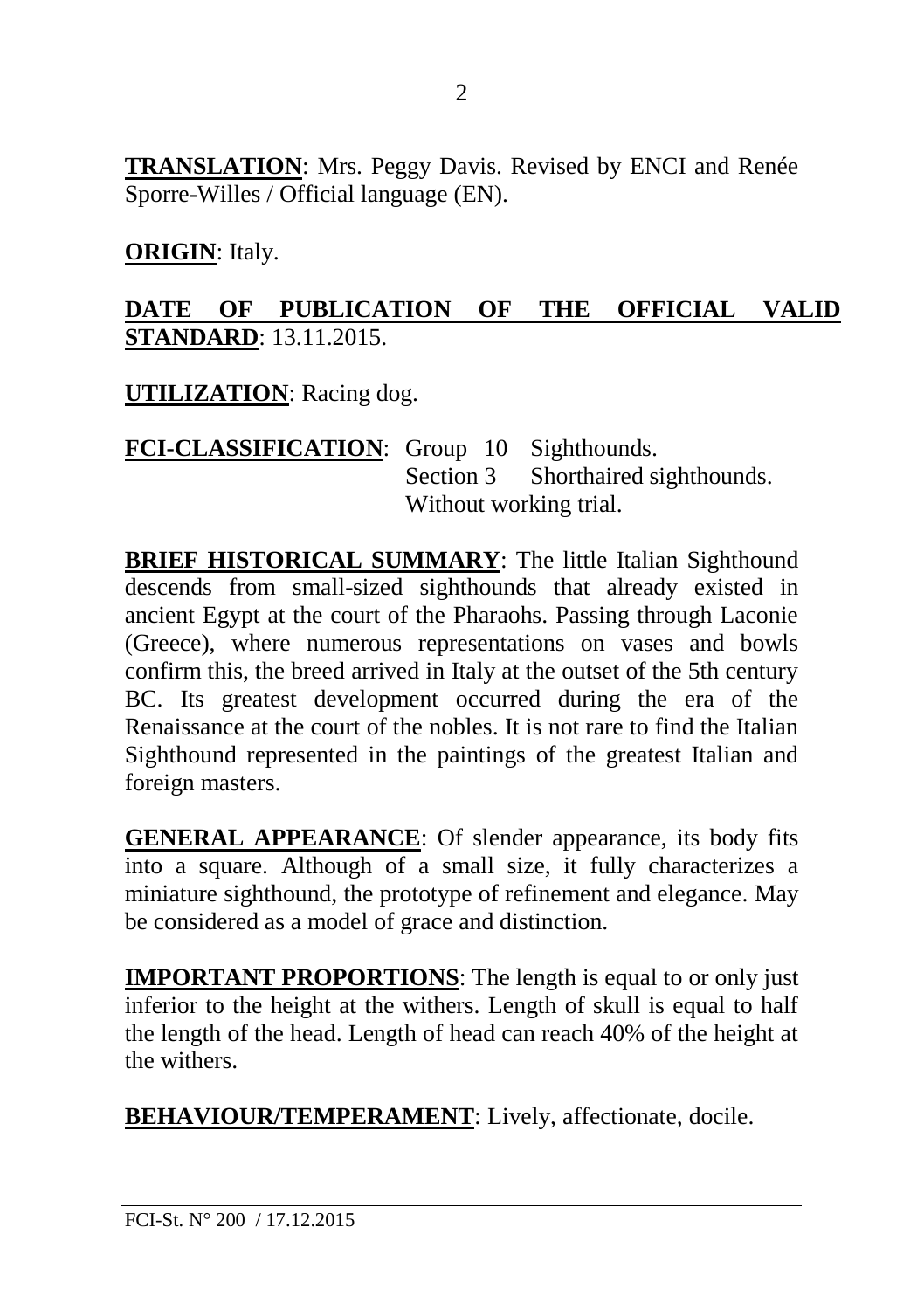**TRANSLATION**: Mrs. Peggy Davis. Revised by ENCI and Renée Sporre-Willes / Official language (EN).

**ORIGIN**: Italy.

**DATE OF PUBLICATION OF THE OFFICIAL VALID STANDARD**: 13.11.2015.

**UTILIZATION**: Racing dog.

**FCI-CLASSIFICATION**: Group 10 Sighthounds.
Section 3 Shorthaired sighthounds.
Without working trial.

**BRIEF HISTORICAL SUMMARY**: The little Italian Sighthound descends from small-sized sighthounds that already existed in ancient Egypt at the court of the Pharaohs. Passing through Laconie (Greece), where numerous representations on vases and bowls confirm this, the breed arrived in Italy at the outset of the 5th century BC. Its greatest development occurred during the era of the Renaissance at the court of the nobles. It is not rare to find the Italian Sighthound represented in the paintings of the greatest Italian and foreign masters.

**GENERAL APPEARANCE**: Of slender appearance, its body fits into a square. Although of a small size, it fully characterizes a miniature sighthound, the prototype of refinement and elegance. May be considered as a model of grace and distinction.

**IMPORTANT PROPORTIONS**: The length is equal to or only just inferior to the height at the withers. Length of skull is equal to half the length of the head. Length of head can reach 40% of the height at the withers.

**BEHAVIOUR/TEMPERAMENT**: Lively, affectionate, docile.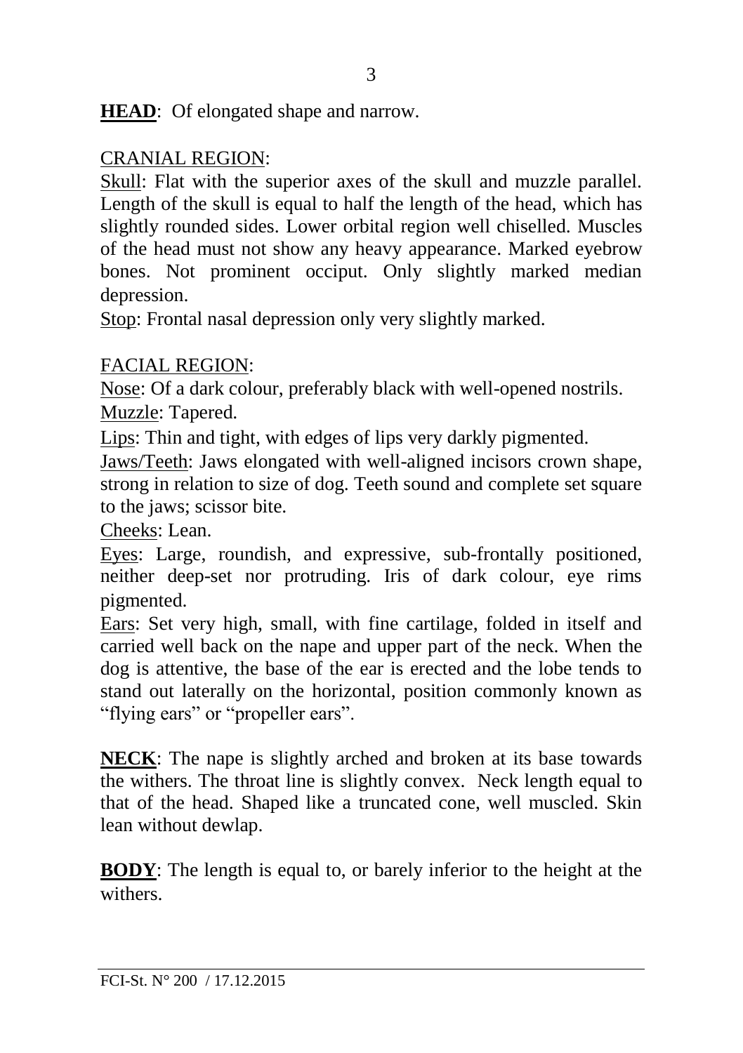**HEAD**: Of elongated shape and narrow.

CRANIAL REGION:

Skull: Flat with the superior axes of the skull and muzzle parallel. Length of the skull is equal to half the length of the head, which has slightly rounded sides. Lower orbital region well chiselled. Muscles of the head must not show any heavy appearance. Marked eyebrow bones. Not prominent occiput. Only slightly marked median depression.

Stop: Frontal nasal depression only very slightly marked.

FACIAL REGION:

Nose: Of a dark colour, preferably black with well-opened nostrils.

Muzzle: Tapered.

Lips: Thin and tight, with edges of lips very darkly pigmented.

Jaws/Teeth: Jaws elongated with well-aligned incisors crown shape, strong in relation to size of dog. Teeth sound and complete set square to the jaws; scissor bite.

Cheeks: Lean.

Eyes: Large, roundish, and expressive, sub-frontally positioned, neither deep-set nor protruding. Iris of dark colour, eye rims pigmented.

Ears: Set very high, small, with fine cartilage, folded in itself and carried well back on the nape and upper part of the neck. When the dog is attentive, the base of the ear is erected and the lobe tends to stand out laterally on the horizontal, position commonly known as "flying ears" or "propeller ears".

**NECK**: The nape is slightly arched and broken at its base towards the withers. The throat line is slightly convex. Neck length equal to that of the head. Shaped like a truncated cone, well muscled. Skin lean without dewlap.

**BODY**: The length is equal to, or barely inferior to the height at the withers.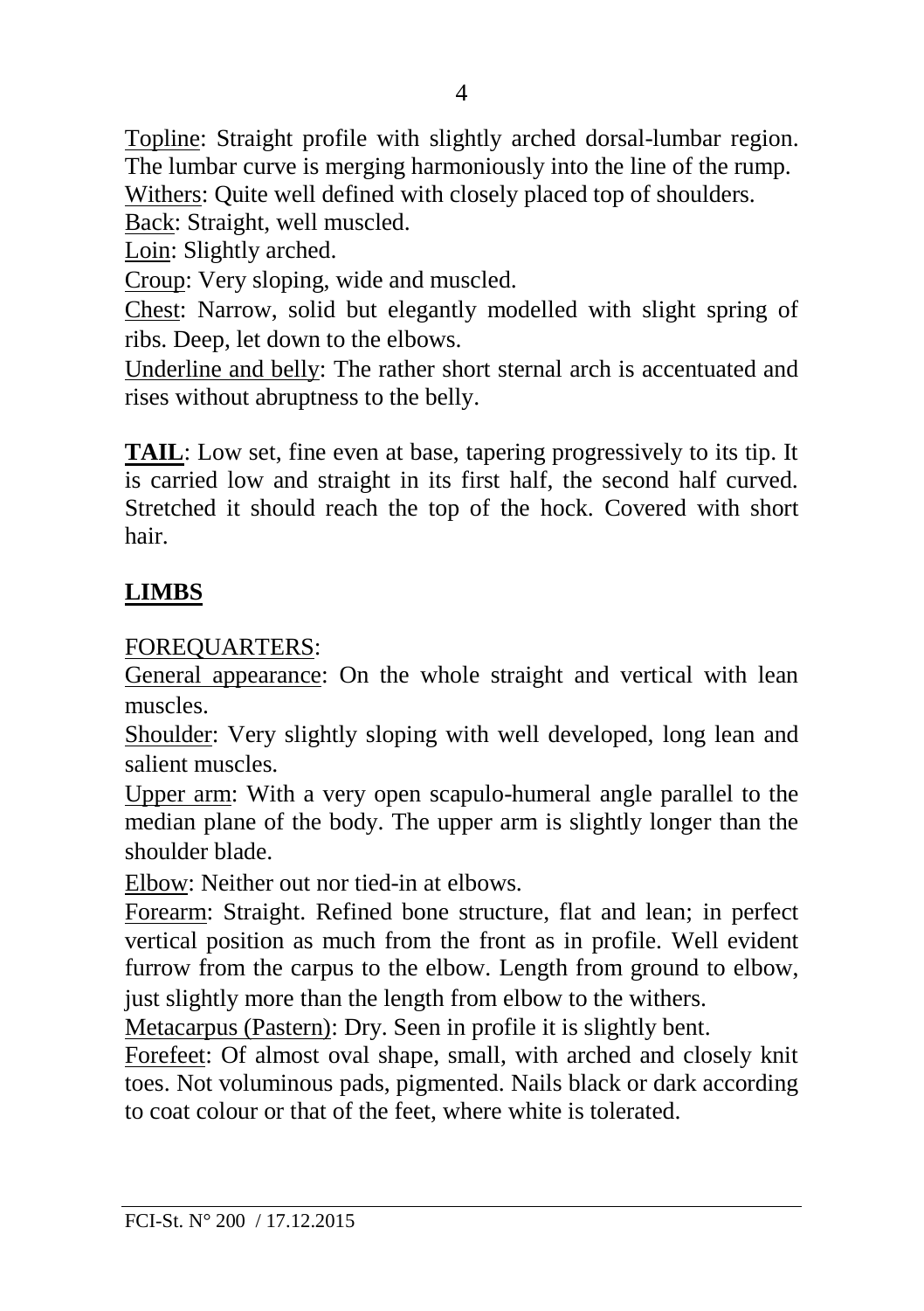Topline: Straight profile with slightly arched dorsal-lumbar region. The lumbar curve is merging harmoniously into the line of the rump.
Withers: Quite well defined with closely placed top of shoulders.
Back: Straight, well muscled.
Loin: Slightly arched.
Croup: Very sloping, wide and muscled.
Chest: Narrow, solid but elegantly modelled with slight spring of ribs. Deep, let down to the elbows.
Underline and belly: The rather short sternal arch is accentuated and rises without abruptness to the belly.

**TAIL**: Low set, fine even at base, tapering progressively to its tip. It is carried low and straight in its first half, the second half curved. Stretched it should reach the top of the hock. Covered with short hair.

## LIMBS

FOREQUARTERS:
General appearance: On the whole straight and vertical with lean muscles.
Shoulder: Very slightly sloping with well developed, long lean and salient muscles.
Upper arm: With a very open scapulo-humeral angle parallel to the median plane of the body. The upper arm is slightly longer than the shoulder blade.
Elbow: Neither out nor tied-in at elbows.
Forearm: Straight. Refined bone structure, flat and lean; in perfect vertical position as much from the front as in profile. Well evident furrow from the carpus to the elbow. Length from ground to elbow, just slightly more than the length from elbow to the withers.
Metacarpus (Pastern): Dry. Seen in profile it is slightly bent.
Forefeet: Of almost oval shape, small, with arched and closely knit toes. Not voluminous pads, pigmented. Nails black or dark according to coat colour or that of the feet, where white is tolerated.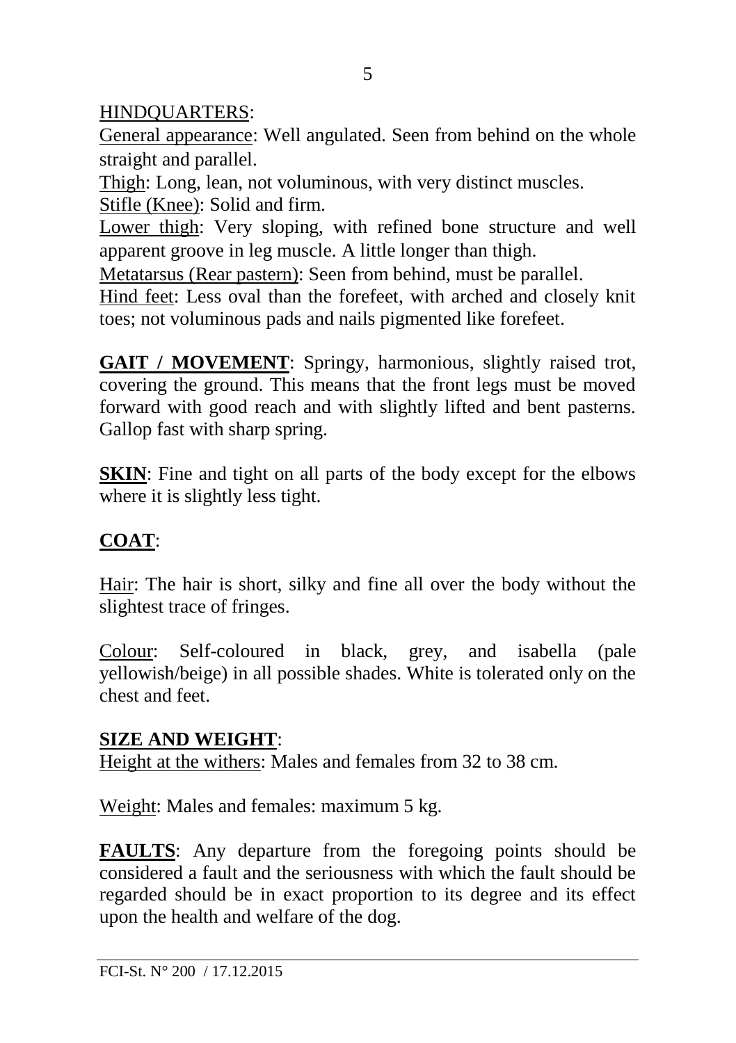HINDQUARTERS:

General appearance: Well angulated. Seen from behind on the whole straight and parallel.

Thigh: Long, lean, not voluminous, with very distinct muscles.

Stifle (Knee): Solid and firm.

Lower thigh: Very sloping, with refined bone structure and well apparent groove in leg muscle. A little longer than thigh.

Metatarsus (Rear pastern): Seen from behind, must be parallel.

Hind feet: Less oval than the forefeet, with arched and closely knit toes; not voluminous pads and nails pigmented like forefeet.

**GAIT / MOVEMENT**: Springy, harmonious, slightly raised trot, covering the ground. This means that the front legs must be moved forward with good reach and with slightly lifted and bent pasterns. Gallop fast with sharp spring.

**SKIN**: Fine and tight on all parts of the body except for the elbows where it is slightly less tight.

**COAT**:

Hair: The hair is short, silky and fine all over the body without the slightest trace of fringes.

Colour: Self-coloured in black, grey, and isabella (pale yellowish/beige) in all possible shades. White is tolerated only on the chest and feet.

**SIZE AND WEIGHT**:

Height at the withers: Males and females from 32 to 38 cm.

Weight: Males and females: maximum 5 kg.

**FAULTS**: Any departure from the foregoing points should be considered a fault and the seriousness with which the fault should be regarded should be in exact proportion to its degree and its effect upon the health and welfare of the dog.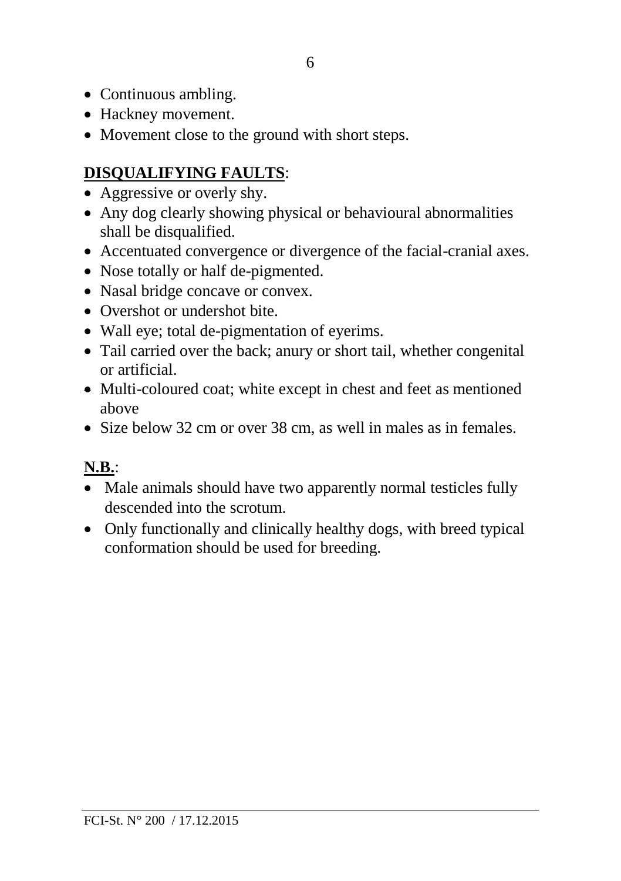- Continuous ambling.
- Hackney movement.
- Movement close to the ground with short steps.

**<u>DISQUALIFYING FAULTS</u>**:

- Aggressive or overly shy.
- Any dog clearly showing physical or behavioural abnormalities shall be disqualified.
- Accentuated convergence or divergence of the facial-cranial axes.
- Nose totally or half de-pigmented.
- Nasal bridge concave or convex.
- Overshot or undershot bite.
- Wall eye; total de-pigmentation of eyerims.
- Tail carried over the back; anury or short tail, whether congenital or artificial.
- Multi-coloured coat; white except in chest and feet as mentioned above
- Size below 32 cm or over 38 cm, as well in males as in females.

**<u>N.B.</u>**:

- Male animals should have two apparently normal testicles fully descended into the scrotum.
- Only functionally and clinically healthy dogs, with breed typical conformation should be used for breeding.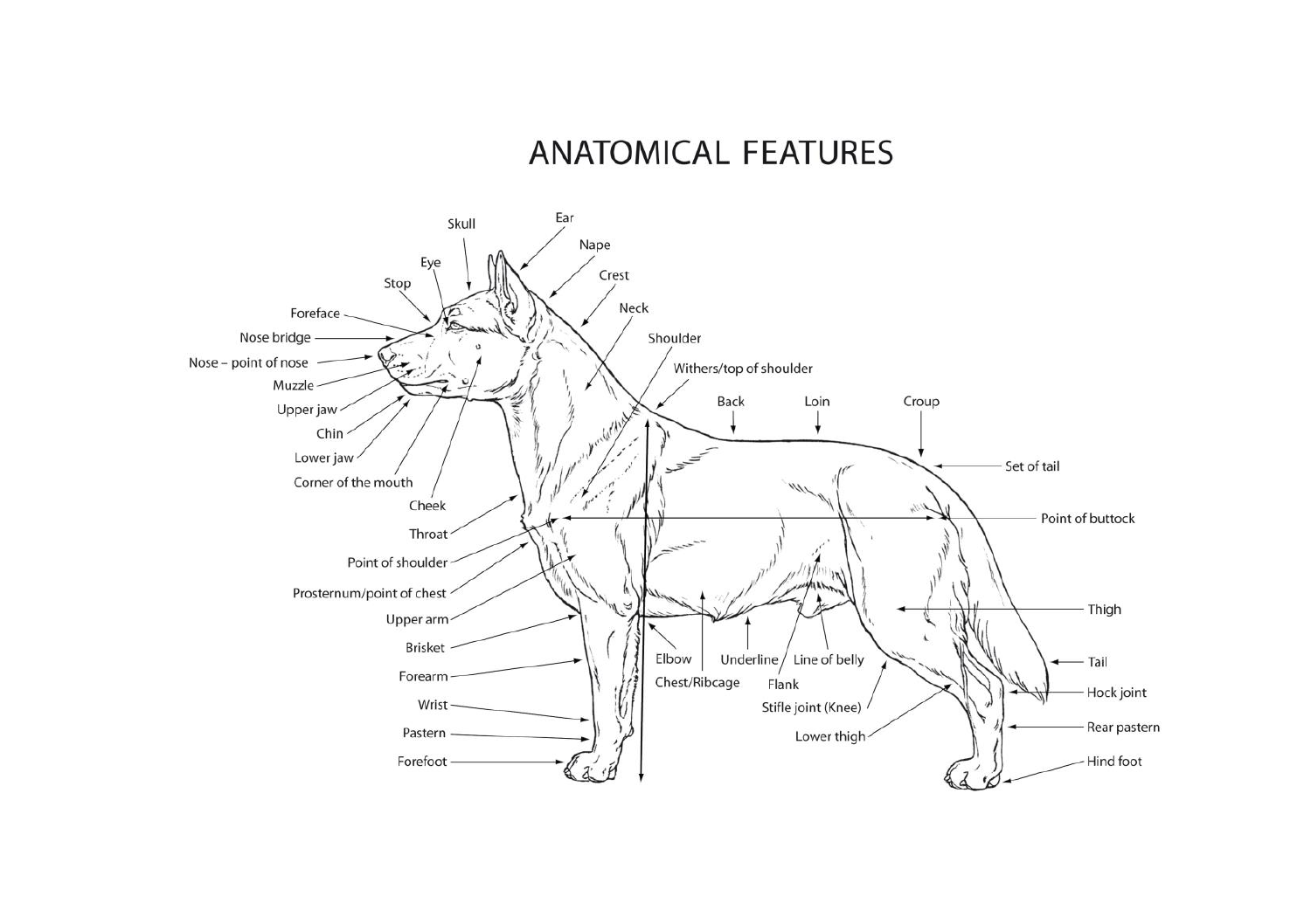# ANATOMICAL FEATURES

Skull
Ear
Nape
Eye
Crest
Stop
Neck
Foreface
Shoulder
Nose bridge
Nose – point of nose
Withers/top of shoulder
Muzzle
Back
Loin
Croup
Upper jaw
Chin
Set of tail
Lower jaw
Corner of the mouth
Cheek
Point of buttock
Throat
Point of shoulder
Prosternum/point of chest
Thigh
Upper arm
Brisket
Elbow
Underline
Line of belly
Tail
Forearm
Chest/Ribcage
Flank
Hock joint
Wrist
Stifle joint (Knee)
Rear pastern
Pastern
Lower thigh
Forefoot
Hind foot